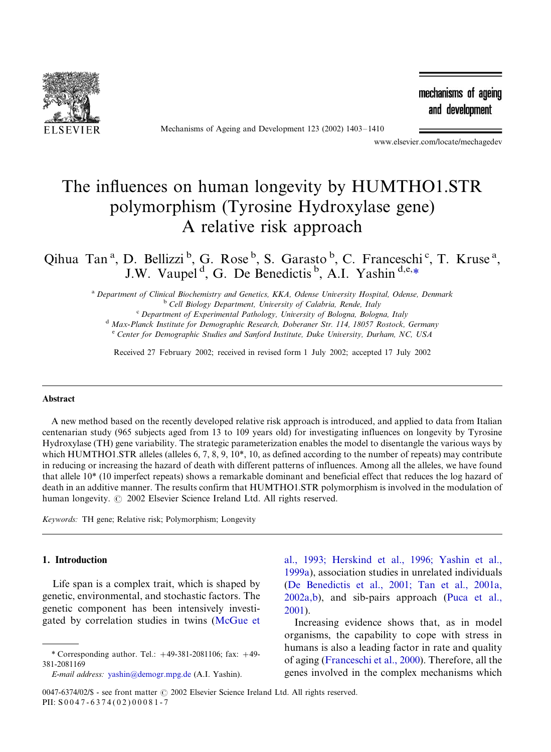# The influences on human longevity by HUMTHO1.STR polymorphism (Tyrosine Hydroxylase gene) A relative risk approach

Qihua Tan [a], D. Bellizzi [b], G. Rose [b], S. Garasto [b], C. Franceschi [c], T. Kruse [a], J.W. Vaupel [d], G. De Benedictis [b], A.I. Yashin [d,e,*]

[a] Department of Clinical Biochemistry and Genetics, KKA, Odense University Hospital, Odense, Denmark
[b] Cell Biology Department, University of Calabria, Rende, Italy
[c] Department of Experimental Pathology, University of Bologna, Bologna, Italy
[d] Max-Planck Institute for Demographic Research, Doberaner Str. 114, 18057 Rostock, Germany
[e] Center for Demographic Studies and Sanford Institute, Duke University, Durham, NC, USA

Received 27 February 2002; received in revised form 1 July 2002; accepted 17 July 2002

## Abstract

A new method based on the recently developed relative risk approach is introduced, and applied to data from Italian centenarian study (965 subjects aged from 13 to 109 years old) for investigating influences on longevity by Tyrosine Hydroxylase (TH) gene variability. The strategic parameterization enables the model to disentangle the various ways by which HUMTHO1.STR alleles (alleles 6, 7, 8, 9, 10*, 10, as defined according to the number of repeats) may contribute in reducing or increasing the hazard of death with different patterns of influences. Among all the alleles, we have found that allele 10* (10 imperfect repeats) shows a remarkable dominant and beneficial effect that reduces the log hazard of death in an additive manner. The results confirm that HUMTHO1.STR polymorphism is involved in the modulation of human longevity. © 2002 Elsevier Science Ireland Ltd. All rights reserved.

*Keywords:* TH gene; Relative risk; Polymorphism; Longevity

## 1. Introduction

Life span is a complex trait, which is shaped by genetic, environmental, and stochastic factors. The genetic component has been intensively investigated by correlation studies in twins (McGue et al., 1993; Herskind et al., 1996; Yashin et al., 1999a), association studies in unrelated individuals (De Benedictis et al., 2001; Tan et al., 2001a, 2002a,b), and sib-pairs approach (Puca et al., 2001).

Increasing evidence shows that, as in model organisms, the capability to cope with stress in humans is also a leading factor in rate and quality of aging (Franceschi et al., 2000). Therefore, all the genes involved in the complex mechanisms which

* Corresponding author. Tel.: +49-381-2081106; fax: +49-381-2081169
*E-mail address:* yashin@demogr.mpg.de (A.I. Yashin).

0047-6374/02/$ - see front matter © 2002 Elsevier Science Ireland Ltd. All rights reserved.
PII: S0047-6374(02)00081-7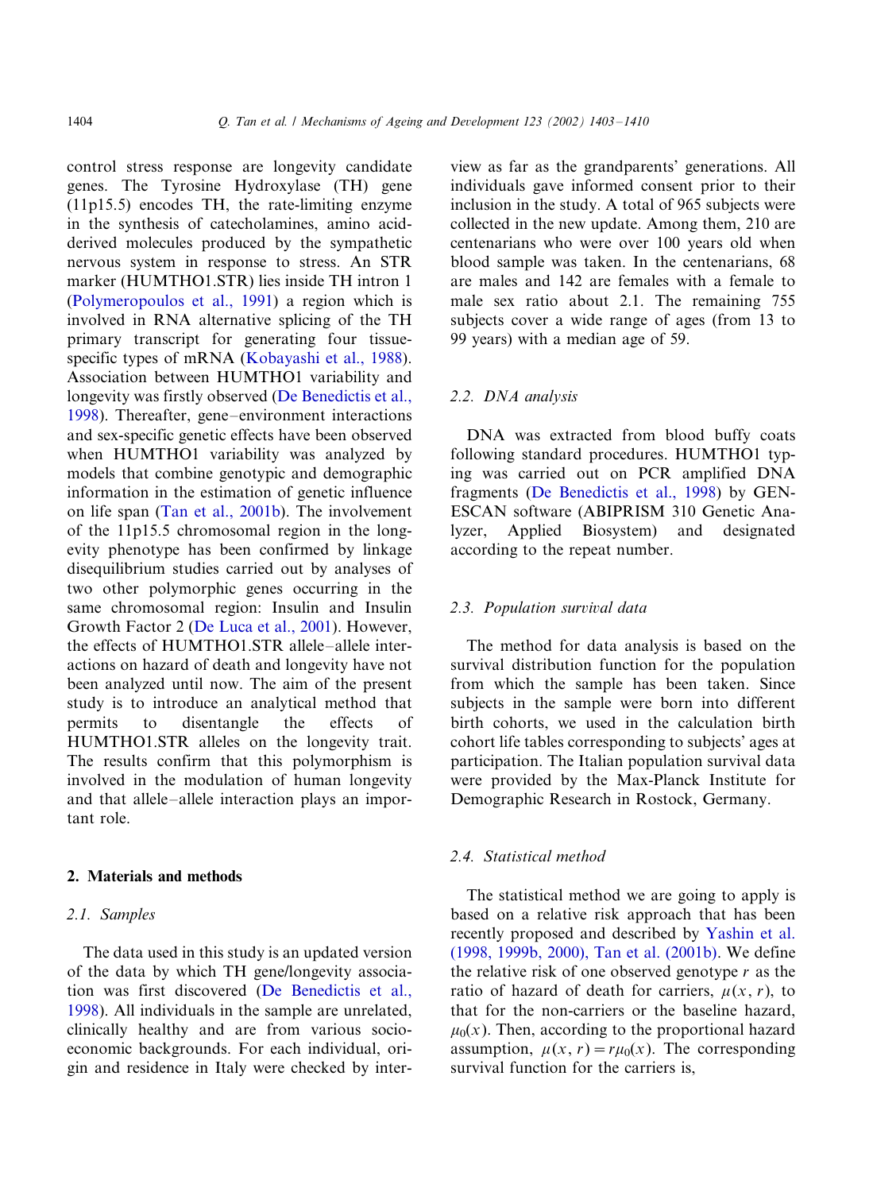control stress response are longevity candidate genes. The Tyrosine Hydroxylase (TH) gene (11p15.5) encodes TH, the rate-limiting enzyme in the synthesis of catecholamines, amino acid-derived molecules produced by the sympathetic nervous system in response to stress. An STR marker (HUMTHO1.STR) lies inside TH intron 1 (Polymeropoulos et al., 1991) a region which is involved in RNA alternative splicing of the TH primary transcript for generating four tissue-specific types of mRNA (Kobayashi et al., 1988). Association between HUMTHO1 variability and longevity was firstly observed (De Benedictis et al., 1998). Thereafter, gene–environment interactions and sex-specific genetic effects have been observed when HUMTHO1 variability was analyzed by models that combine genotypic and demographic information in the estimation of genetic influence on life span (Tan et al., 2001b). The involvement of the 11p15.5 chromosomal region in the longevity phenotype has been confirmed by linkage disequilibrium studies carried out by analyses of two other polymorphic genes occurring in the same chromosomal region: Insulin and Insulin Growth Factor 2 (De Luca et al., 2001). However, the effects of HUMTHO1.STR allele–allele interactions on hazard of death and longevity have not been analyzed until now. The aim of the present study is to introduce an analytical method that permits to disentangle the effects of HUMTHO1.STR alleles on the longevity trait. The results confirm that this polymorphism is involved in the modulation of human longevity and that allele–allele interaction plays an important role.

## 2. Materials and methods

### 2.1. Samples

The data used in this study is an updated version of the data by which TH gene/longevity association was first discovered (De Benedictis et al., 1998). All individuals in the sample are unrelated, clinically healthy and are from various socio-economic backgrounds. For each individual, origin and residence in Italy were checked by interview as far as the grandparents' generations. All individuals gave informed consent prior to their inclusion in the study. A total of 965 subjects were collected in the new update. Among them, 210 are centenarians who were over 100 years old when blood sample was taken. In the centenarians, 68 are males and 142 are females with a female to male sex ratio about 2.1. The remaining 755 subjects cover a wide range of ages (from 13 to 99 years) with a median age of 59.

### 2.2. DNA analysis

DNA was extracted from blood buffy coats following standard procedures. HUMTHO1 typing was carried out on PCR amplified DNA fragments (De Benedictis et al., 1998) by GENESCAN software (ABIPRISM 310 Genetic Analyzer, Applied Biosystem) and designated according to the repeat number.

### 2.3. Population survival data

The method for data analysis is based on the survival distribution function for the population from which the sample has been taken. Since subjects in the sample were born into different birth cohorts, we used in the calculation birth cohort life tables corresponding to subjects' ages at participation. The Italian population survival data were provided by the Max-Planck Institute for Demographic Research in Rostock, Germany.

### 2.4. Statistical method

The statistical method we are going to apply is based on a relative risk approach that has been recently proposed and described by Yashin et al. (1998, 1999b, 2000), Tan et al. (2001b). We define the relative risk of one observed genotype $r$ as the ratio of hazard of death for carriers, $\mu(x, r)$, to that for the non-carriers or the baseline hazard, $\mu_0(x)$. Then, according to the proportional hazard assumption, $\mu(x, r) = r\mu_0(x)$. The corresponding survival function for the carriers is,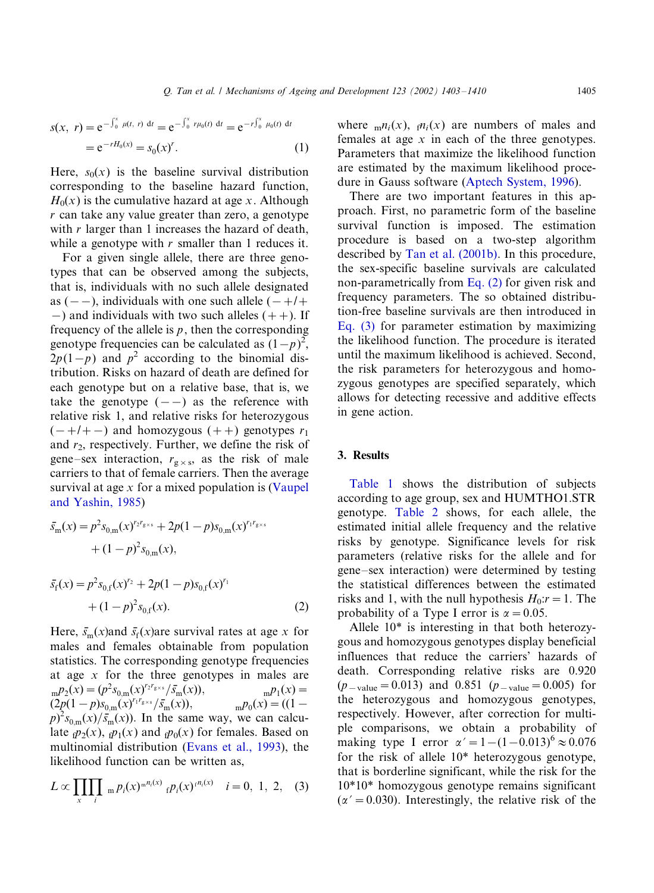$$s(x,\ r) = e^{-\int_0^x \mu(t,\ r)\ dt} = e^{-\int_0^x r\mu_0(t)\ dt} = e^{-r\int_0^x \mu_0(t)\ dt}$$
$$= e^{-rH_0(x)} = s_0(x)^r. \qquad (1)$$

Here, $s_0(x)$ is the baseline survival distribution corresponding to the baseline hazard function, $H_0(x)$ is the cumulative hazard at age $x$. Although $r$ can take any value greater than zero, a genotype with $r$ larger than 1 increases the hazard of death, while a genotype with $r$ smaller than 1 reduces it.

For a given single allele, there are three genotypes that can be observed among the subjects, that is, individuals with no such allele designated as ($--$), individuals with one such allele ($-+/+-$) and individuals with two such alleles ($++$). If frequency of the allele is $p$, then the corresponding genotype frequencies can be calculated as $(1-p)^2$, $2p(1-p)$ and $p^2$ according to the binomial distribution. Risks on hazard of death are defined for each genotype but on a relative base, that is, we take the genotype ($--$) as the reference with relative risk 1, and relative risks for heterozygous ($-+/+-$) and homozygous ($++$) genotypes $r_1$ and $r_2$, respectively. Further, we define the risk of gene–sex interaction, $r_{g\times s}$, as the risk of male carriers to that of female carriers. Then the average survival at age $x$ for a mixed population is (Vaupel and Yashin, 1985)

$$\bar{s}_m(x) = p^2 s_{0,m}(x)^{r_2 r_{g\times s}} + 2p(1-p)s_{0,m}(x)^{r_1 r_{g\times s}} + (1-p)^2 s_{0,m}(x),$$

$$\bar{s}_f(x) = p^2 s_{0,f}(x)^{r_2} + 2p(1-p)s_{0,f}(x)^{r_1} + (1-p)^2 s_{0,f}(x). \qquad (2)$$

Here, $\bar{s}_m(x)$ and $\bar{s}_f(x)$ are survival rates at age $x$ for males and females obtainable from population statistics. The corresponding genotype frequencies at age $x$ for the three genotypes in males are ${}_m p_2(x) = (p^2 s_{0,m}(x)^{r_2 r_{g\times s}}/\bar{s}_m(x))$, ${}_m p_1(x) = (2p(1-p)s_{0,m}(x)^{r_1 r_{g\times s}}/\bar{s}_m(x))$, ${}_m p_0(x) = ((1-p)^2 s_{0,m}(x)/\bar{s}_m(x))$. In the same way, we can calculate ${}_f p_2(x)$, ${}_f p_1(x)$ and ${}_f p_0(x)$ for females. Based on multinomial distribution (Evans et al., 1993), the likelihood function can be written as,

$$L \propto \prod_x \prod_i {}_m p_i(x)^{{}_m n_i(x)}\ {}_f p_i(x)^{{}_f n_i(x)} \quad i = 0,\ 1,\ 2, \quad (3)$$

where ${}_m n_i(x)$, ${}_f n_i(x)$ are numbers of males and females at age $x$ in each of the three genotypes. Parameters that maximize the likelihood function are estimated by the maximum likelihood procedure in Gauss software (Aptech System, 1996).

There are two important features in this approach. First, no parametric form of the baseline survival function is imposed. The estimation procedure is based on a two-step algorithm described by Tan et al. (2001b). In this procedure, the sex-specific baseline survivals are calculated non-parametrically from Eq. (2) for given risk and frequency parameters. The so obtained distribution-free baseline survivals are then introduced in Eq. (3) for parameter estimation by maximizing the likelihood function. The procedure is iterated until the maximum likelihood is achieved. Second, the risk parameters for heterozygous and homozygous genotypes are specified separately, which allows for detecting recessive and additive effects in gene action.

## 3. Results

Table 1 shows the distribution of subjects according to age group, sex and HUMTHO1.STR genotype. Table 2 shows, for each allele, the estimated initial allele frequency and the relative risks by genotype. Significance levels for risk parameters (relative risks for the allele and for gene–sex interaction) were determined by testing the statistical differences between the estimated risks and 1, with the null hypothesis $H_0$:$r = 1$. The probability of a Type I error is $\alpha = 0.05$.

Allele 10* is interesting in that both heterozygous and homozygous genotypes display beneficial influences that reduce the carriers' hazards of death. Corresponding relative risks are 0.920 ($p_{-\text{value}} = 0.013$) and 0.851 ($p_{-\text{value}} = 0.005$) for the heterozygous and homozygous genotypes, respectively. However, after correction for multiple comparisons, we obtain a probability of making type I error $\alpha' = 1-(1-0.013)^6 \approx 0.076$ for the risk of allele 10* heterozygous genotype, that is borderline significant, while the risk for the 10*10* homozygous genotype remains significant ($\alpha' = 0.030$). Interestingly, the relative risk of the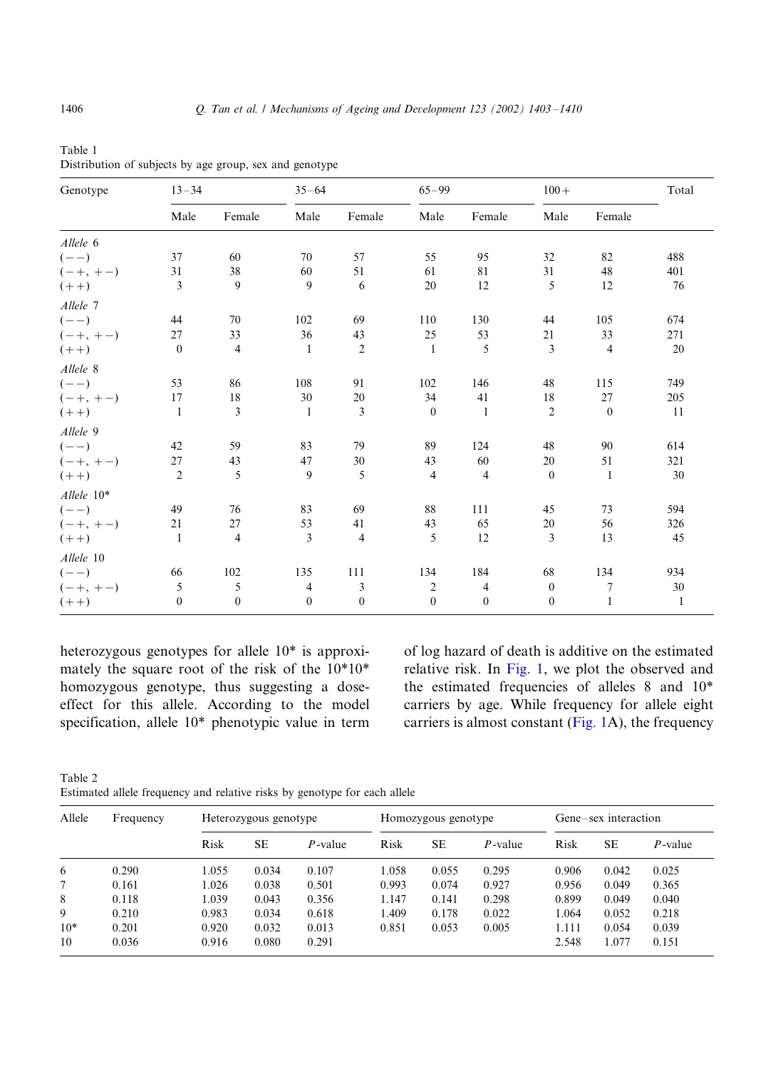Table 1
Distribution of subjects by age group, sex and genotype

| Genotype | 13–34 | | 35–64 | | 65–99 | | 100+ | | Total |
|---|---|---|---|---|---|---|---|---|---|
| | Male | Female | Male | Female | Male | Female | Male | Female | |
| *Allele 6* | | | | | | | | | |
| (− −) | 37 | 60 | 70 | 57 | 55 | 95 | 32 | 82 | 488 |
| (− +, + −) | 31 | 38 | 60 | 51 | 61 | 81 | 31 | 48 | 401 |
| (+ +) | 3 | 9 | 9 | 6 | 20 | 12 | 5 | 12 | 76 |
| *Allele 7* | | | | | | | | | |
| (− −) | 44 | 70 | 102 | 69 | 110 | 130 | 44 | 105 | 674 |
| (− +, + −) | 27 | 33 | 36 | 43 | 25 | 53 | 21 | 33 | 271 |
| (+ +) | 0 | 4 | 1 | 2 | 1 | 5 | 3 | 4 | 20 |
| *Allele 8* | | | | | | | | | |
| (− −) | 53 | 86 | 108 | 91 | 102 | 146 | 48 | 115 | 749 |
| (− +, + −) | 17 | 18 | 30 | 20 | 34 | 41 | 18 | 27 | 205 |
| (+ +) | 1 | 3 | 1 | 3 | 0 | 1 | 2 | 0 | 11 |
| *Allele 9* | | | | | | | | | |
| (− −) | 42 | 59 | 83 | 79 | 89 | 124 | 48 | 90 | 614 |
| (− +, + −) | 27 | 43 | 47 | 30 | 43 | 60 | 20 | 51 | 321 |
| (+ +) | 2 | 5 | 9 | 5 | 4 | 4 | 0 | 1 | 30 |
| *Allele 10\** | | | | | | | | | |
| (− −) | 49 | 76 | 83 | 69 | 88 | 111 | 45 | 73 | 594 |
| (− +, + −) | 21 | 27 | 53 | 41 | 43 | 65 | 20 | 56 | 326 |
| (+ +) | 1 | 4 | 3 | 4 | 5 | 12 | 3 | 13 | 45 |
| *Allele 10* | | | | | | | | | |
| (− −) | 66 | 102 | 135 | 111 | 134 | 184 | 68 | 134 | 934 |
| (− +, + −) | 5 | 5 | 4 | 3 | 2 | 4 | 0 | 7 | 30 |
| (+ +) | 0 | 0 | 0 | 0 | 0 | 0 | 0 | 1 | 1 |

heterozygous genotypes for allele 10* is approximately the square root of the risk of the 10*10* homozygous genotype, thus suggesting a dose-effect for this allele. According to the model specification, allele 10* phenotypic value in term of log hazard of death is additive on the estimated relative risk. In Fig. 1, we plot the observed and the estimated frequencies of alleles 8 and 10* carriers by age. While frequency for allele eight carriers is almost constant (Fig. 1A), the frequency

Table 2
Estimated allele frequency and relative risks by genotype for each allele

| Allele | Frequency | Heterozygous genotype | | | Homozygous genotype | | | Gene–sex interaction | | |
|---|---|---|---|---|---|---|---|---|---|---|
| | | Risk | SE | *P*-value | Risk | SE | *P*-value | Risk | SE | *P*-value |
| 6 | 0.290 | 1.055 | 0.034 | 0.107 | 1.058 | 0.055 | 0.295 | 0.906 | 0.042 | 0.025 |
| 7 | 0.161 | 1.026 | 0.038 | 0.501 | 0.993 | 0.074 | 0.927 | 0.956 | 0.049 | 0.365 |
| 8 | 0.118 | 1.039 | 0.043 | 0.356 | 1.147 | 0.141 | 0.298 | 0.899 | 0.049 | 0.040 |
| 9 | 0.210 | 0.983 | 0.034 | 0.618 | 1.409 | 0.178 | 0.022 | 1.064 | 0.052 | 0.218 |
| 10* | 0.201 | 0.920 | 0.032 | 0.013 | 0.851 | 0.053 | 0.005 | 1.111 | 0.054 | 0.039 |
| 10 | 0.036 | 0.916 | 0.080 | 0.291 | | | | 2.548 | 1.077 | 0.151 |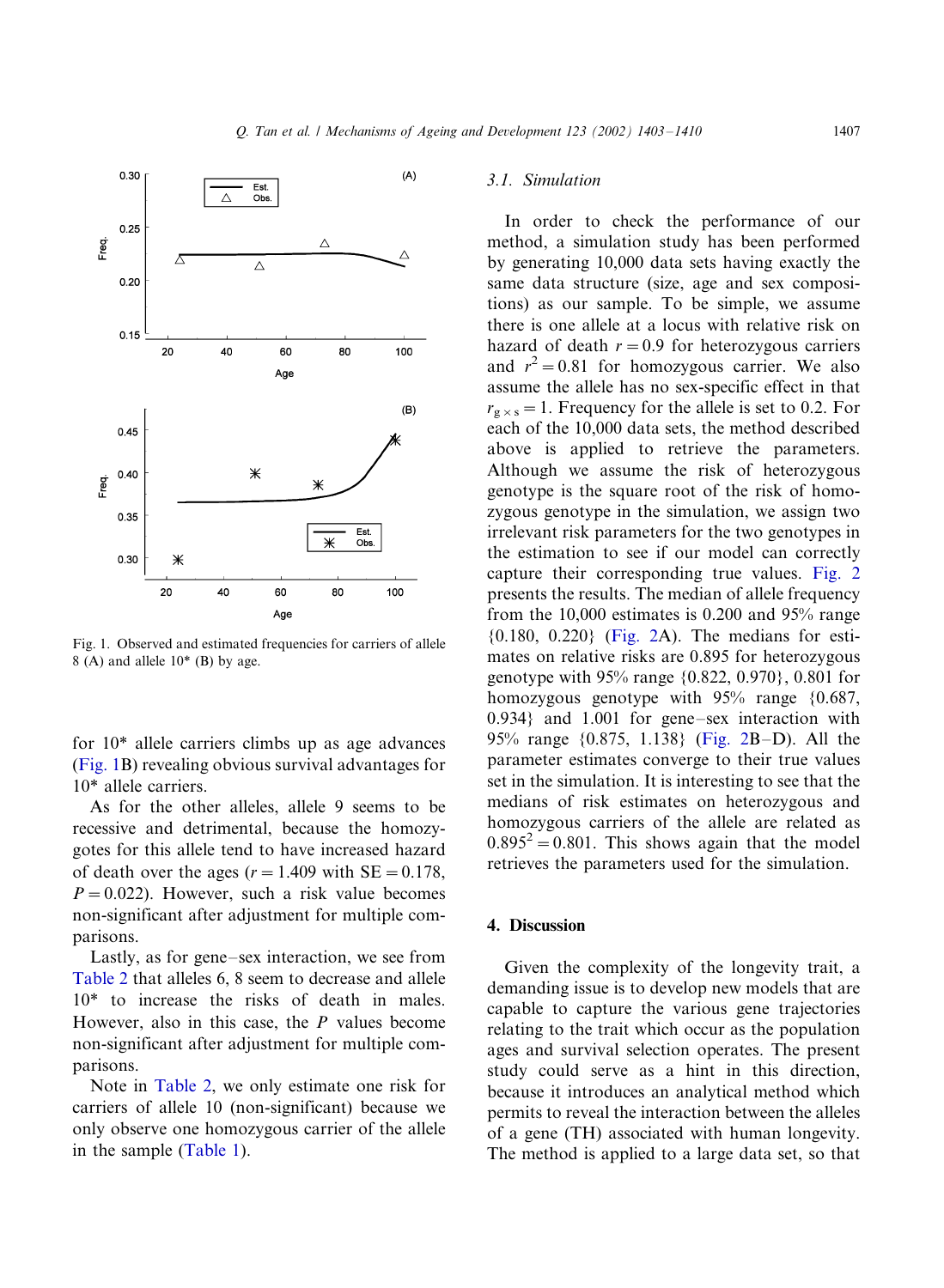Fig. 1. Observed and estimated frequencies for carriers of allele 8 (A) and allele 10* (B) by age.

for 10* allele carriers climbs up as age advances (Fig. 1B) revealing obvious survival advantages for 10* allele carriers.

As for the other alleles, allele 9 seems to be recessive and detrimental, because the homozygotes for this allele tend to have increased hazard of death over the ages ($r = 1.409$ with $\mathrm{SE} = 0.178$, $P = 0.022$). However, such a risk value becomes non-significant after adjustment for multiple comparisons.

Lastly, as for gene–sex interaction, we see from Table 2 that alleles 6, 8 seem to decrease and allele 10* to increase the risks of death in males. However, also in this case, the $P$ values become non-significant after adjustment for multiple comparisons.

Note in Table 2, we only estimate one risk for carriers of allele 10 (non-significant) because we only observe one homozygous carrier of the allele in the sample (Table 1).

### 3.1. Simulation

In order to check the performance of our method, a simulation study has been performed by generating 10,000 data sets having exactly the same data structure (size, age and sex compositions) as our sample. To be simple, we assume there is one allele at a locus with relative risk on hazard of death $r = 0.9$ for heterozygous carriers and $r^2 = 0.81$ for homozygous carrier. We also assume the allele has no sex-specific effect in that $r_{g \times s} = 1$. Frequency for the allele is set to 0.2. For each of the 10,000 data sets, the method described above is applied to retrieve the parameters. Although we assume the risk of heterozygous genotype is the square root of the risk of homozygous genotype in the simulation, we assign two irrelevant risk parameters for the two genotypes in the estimation to see if our model can correctly capture their corresponding true values. Fig. 2 presents the results. The median of allele frequency from the 10,000 estimates is 0.200 and 95% range {0.180, 0.220} (Fig. 2A). The medians for estimates on relative risks are 0.895 for heterozygous genotype with 95% range {0.822, 0.970}, 0.801 for homozygous genotype with 95% range {0.687, 0.934} and 1.001 for gene–sex interaction with 95% range {0.875, 1.138} (Fig. 2B–D). All the parameter estimates converge to their true values set in the simulation. It is interesting to see that the medians of risk estimates on heterozygous and homozygous carriers of the allele are related as $0.895^2 = 0.801$. This shows again that the model retrieves the parameters used for the simulation.

## 4. Discussion

Given the complexity of the longevity trait, a demanding issue is to develop new models that are capable to capture the various gene trajectories relating to the trait which occur as the population ages and survival selection operates. The present study could serve as a hint in this direction, because it introduces an analytical method which permits to reveal the interaction between the alleles of a gene (TH) associated with human longevity. The method is applied to a large data set, so that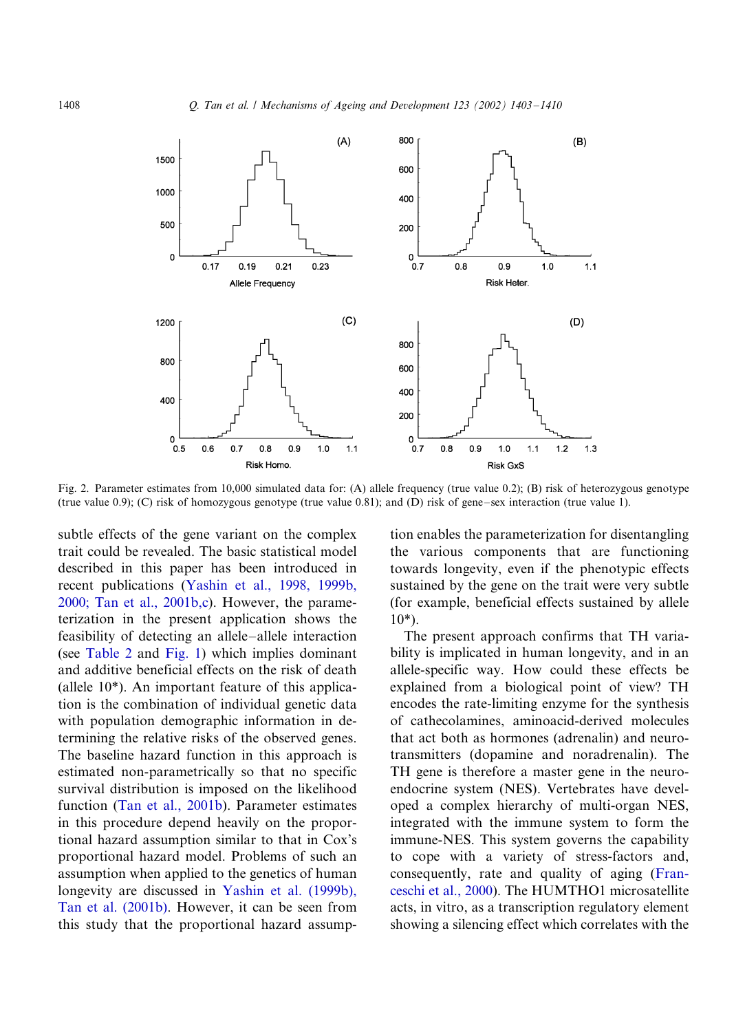Fig. 2. Parameter estimates from 10,000 simulated data for: (A) allele frequency (true value 0.2); (B) risk of heterozygous genotype (true value 0.9); (C) risk of homozygous genotype (true value 0.81); and (D) risk of gene–sex interaction (true value 1).

subtle effects of the gene variant on the complex trait could be revealed. The basic statistical model described in this paper has been introduced in recent publications (Yashin et al., 1998, 1999b, 2000; Tan et al., 2001b,c). However, the parameterization in the present application shows the feasibility of detecting an allele–allele interaction (see Table 2 and Fig. 1) which implies dominant and additive beneficial effects on the risk of death (allele 10*). An important feature of this application is the combination of individual genetic data with population demographic information in determining the relative risks of the observed genes. The baseline hazard function in this approach is estimated non-parametrically so that no specific survival distribution is imposed on the likelihood function (Tan et al., 2001b). Parameter estimates in this procedure depend heavily on the proportional hazard assumption similar to that in Cox's proportional hazard model. Problems of such an assumption when applied to the genetics of human longevity are discussed in Yashin et al. (1999b), Tan et al. (2001b). However, it can be seen from this study that the proportional hazard assumption enables the parameterization for disentangling the various components that are functioning towards longevity, even if the phenotypic effects sustained by the gene on the trait were very subtle (for example, beneficial effects sustained by allele 10*).

The present approach confirms that TH variability is implicated in human longevity, and in an allele-specific way. How could these effects be explained from a biological point of view? TH encodes the rate-limiting enzyme for the synthesis of cathecolamines, aminoacid-derived molecules that act both as hormones (adrenalin) and neurotransmitters (dopamine and noradrenalin). The TH gene is therefore a master gene in the neuroendocrine system (NES). Vertebrates have developed a complex hierarchy of multi-organ NES, integrated with the immune system to form the immune-NES. This system governs the capability to cope with a variety of stress-factors and, consequently, rate and quality of aging (Franceschi et al., 2000). The HUMTHO1 microsatellite acts, in vitro, as a transcription regulatory element showing a silencing effect which correlates with the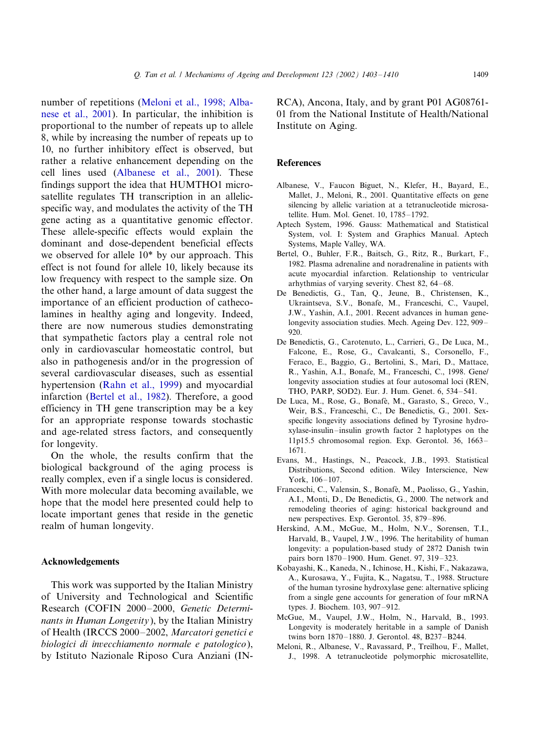number of repetitions (Meloni et al., 1998; Albanese et al., 2001). In particular, the inhibition is proportional to the number of repeats up to allele 8, while by increasing the number of repeats up to 10, no further inhibitory effect is observed, but rather a relative enhancement depending on the cell lines used (Albanese et al., 2001). These findings support the idea that HUMTHO1 microsatellite regulates TH transcription in an allelic-specific way, and modulates the activity of the TH gene acting as a quantitative genomic effector. These allele-specific effects would explain the dominant and dose-dependent beneficial effects we observed for allele 10* by our approach. This effect is not found for allele 10, likely because its low frequency with respect to the sample size. On the other hand, a large amount of data suggest the importance of an efficient production of cathecolamines in healthy aging and longevity. Indeed, there are now numerous studies demonstrating that sympathetic factors play a central role not only in cardiovascular homeostatic control, but also in pathogenesis and/or in the progression of several cardiovascular diseases, such as essential hypertension (Rahn et al., 1999) and myocardial infarction (Bertel et al., 1982). Therefore, a good efficiency in TH gene transcription may be a key for an appropriate response towards stochastic and age-related stress factors, and consequently for longevity.

On the whole, the results confirm that the biological background of the aging process is really complex, even if a single locus is considered. With more molecular data becoming available, we hope that the model here presented could help to locate important genes that reside in the genetic realm of human longevity.

## Acknowledgements

This work was supported by the Italian Ministry of University and Technological and Scientific Research (COFIN 2000–2000, *Genetic Determinants in Human Longevity*), by the Italian Ministry of Health (IRCCS 2000–2002, *Marcatori genetici e biologici di invecchiamento normale e patologico*), by Istituto Nazionale Riposo Cura Anziani (INRCA), Ancona, Italy, and by grant P01 AG08761-01 from the National Institute of Health/National Institute on Aging.

## References

Albanese, V., Faucon Biguet, N., Klefer, H., Bayard, E., Mallet, J., Meloni, R., 2001. Quantitative effects on gene silencing by allelic variation at a tetranucleotide microsatellite. Hum. Mol. Genet. 10, 1785–1792.

Aptech System, 1996. Gauss: Mathematical and Statistical System, vol. I: System and Graphics Manual. Aptech Systems, Maple Valley, WA.

Bertel, O., Buhler, F.R., Baitsch, G., Ritz, R., Burkart, F., 1982. Plasma adrenaline and noradrenaline in patients with acute myocardial infarction. Relationship to ventricular arhythmias of varying severity. Chest 82, 64–68.

De Benedictis, G., Tan, Q., Jeune, B., Christensen, K., Ukraintseva, S.V., Bonafe, M., Franceschi, C., Vaupel, J.W., Yashin, A.I., 2001. Recent advances in human gene-longevity association studies. Mech. Ageing Dev. 122, 909–920.

De Benedictis, G., Carotenuto, L., Carrieri, G., De Luca, M., Falcone, E., Rose, G., Cavalcanti, S., Corsonello, F., Feraco, E., Baggio, G., Bertolini, S., Mari, D., Mattace, R., Yashin, A.I., Bonafe, M., Franceschi, C., 1998. Gene/longevity association studies at four autosomal loci (REN, THO, PARP, SOD2). Eur. J. Hum. Genet. 6, 534–541.

De Luca, M., Rose, G., Bonafè, M., Garasto, S., Greco, V., Weir, B.S., Franceschi, C., De Benedictis, G., 2001. Sex-specific longevity associations defined by Tyrosine hydroxylase-insulin–insulin growth factor 2 haplotypes on the 11p15.5 chromosomal region. Exp. Gerontol. 36, 1663–1671.

Evans, M., Hastings, N., Peacock, J.B., 1993. Statistical Distributions, Second edition. Wiley Interscience, New York, 106–107.

Franceschi, C., Valensin, S., Bonafè, M., Paolisso, G., Yashin, A.I., Monti, D., De Benedictis, G., 2000. The network and remodeling theories of aging: historical background and new perspectives. Exp. Gerontol. 35, 879–896.

Herskind, A.M., McGue, M., Holm, N.V., Sorensen, T.I., Harvald, B., Vaupel, J.W., 1996. The heritability of human longevity: a population-based study of 2872 Danish twin pairs born 1870–1900. Hum. Genet. 97, 319–323.

Kobayashi, K., Kaneda, N., Ichinose, H., Kishi, F., Nakazawa, A., Kurosawa, Y., Fujita, K., Nagatsu, T., 1988. Structure of the human tyrosine hydroxylase gene: alternative splicing from a single gene accounts for generation of four mRNA types. J. Biochem. 103, 907–912.

McGue, M., Vaupel, J.W., Holm, N., Harvald, B., 1993. Longevity is moderately heritable in a sample of Danish twins born 1870–1880. J. Gerontol. 48, B237–B244.

Meloni, R., Albanese, V., Ravassard, P., Treilhou, F., Mallet, J., 1998. A tetranucleotide polymorphic microsatellite,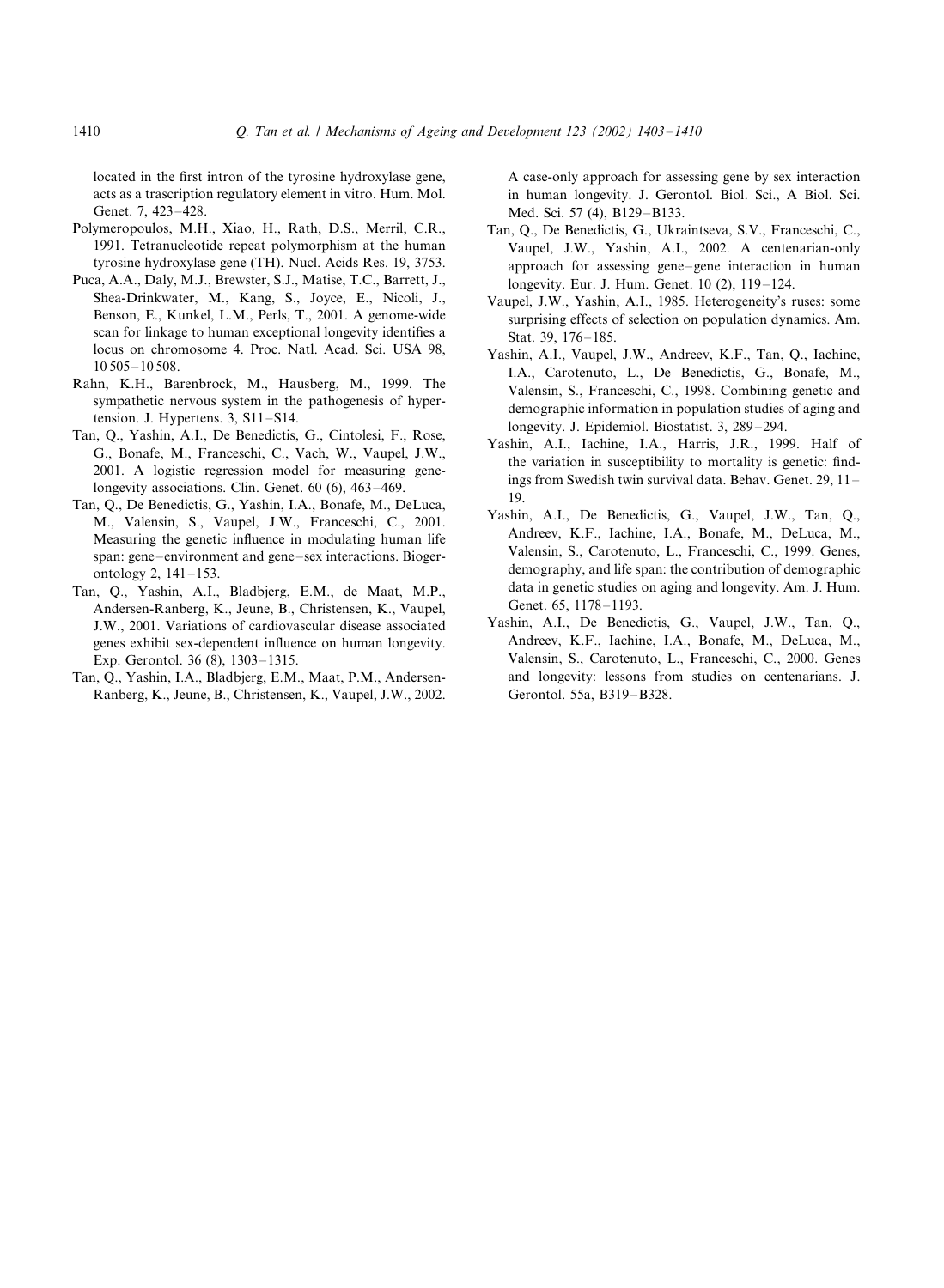located in the first intron of the tyrosine hydroxylase gene, acts as a trascription regulatory element in vitro. Hum. Mol. Genet. 7, 423–428.

Polymeropoulos, M.H., Xiao, H., Rath, D.S., Merril, C.R., 1991. Tetranucleotide repeat polymorphism at the human tyrosine hydroxylase gene (TH). Nucl. Acids Res. 19, 3753.

Puca, A.A., Daly, M.J., Brewster, S.J., Matise, T.C., Barrett, J., Shea-Drinkwater, M., Kang, S., Joyce, E., Nicoli, J., Benson, E., Kunkel, L.M., Perls, T., 2001. A genome-wide scan for linkage to human exceptional longevity identifies a locus on chromosome 4. Proc. Natl. Acad. Sci. USA 98, 10 505–10 508.

Rahn, K.H., Barenbrock, M., Hausberg, M., 1999. The sympathetic nervous system in the pathogenesis of hypertension. J. Hypertens. 3, S11–S14.

Tan, Q., Yashin, A.I., De Benedictis, G., Cintolesi, F., Rose, G., Bonafe, M., Franceschi, C., Vach, W., Vaupel, J.W., 2001. A logistic regression model for measuring gene-longevity associations. Clin. Genet. 60 (6), 463–469.

Tan, Q., De Benedictis, G., Yashin, I.A., Bonafe, M., DeLuca, M., Valensin, S., Vaupel, J.W., Franceschi, C., 2001. Measuring the genetic influence in modulating human life span: gene–environment and gene–sex interactions. Biogerontology 2, 141–153.

Tan, Q., Yashin, A.I., Bladbjerg, E.M., de Maat, M.P., Andersen-Ranberg, K., Jeune, B., Christensen, K., Vaupel, J.W., 2001. Variations of cardiovascular disease associated genes exhibit sex-dependent influence on human longevity. Exp. Gerontol. 36 (8), 1303–1315.

Tan, Q., Yashin, I.A., Bladbjerg, E.M., Maat, P.M., Andersen-Ranberg, K., Jeune, B., Christensen, K., Vaupel, J.W., 2002. A case-only approach for assessing gene by sex interaction in human longevity. J. Gerontol. Biol. Sci., A Biol. Sci. Med. Sci. 57 (4), B129–B133.

Tan, Q., De Benedictis, G., Ukraintseva, S.V., Franceschi, C., Vaupel, J.W., Yashin, A.I., 2002. A centenarian-only approach for assessing gene–gene interaction in human longevity. Eur. J. Hum. Genet. 10 (2), 119–124.

Vaupel, J.W., Yashin, A.I., 1985. Heterogeneity's ruses: some surprising effects of selection on population dynamics. Am. Stat. 39, 176–185.

Yashin, A.I., Vaupel, J.W., Andreev, K.F., Tan, Q., Iachine, I.A., Carotenuto, L., De Benedictis, G., Bonafe, M., Valensin, S., Franceschi, C., 1998. Combining genetic and demographic information in population studies of aging and longevity. J. Epidemiol. Biostatist. 3, 289–294.

Yashin, A.I., Iachine, I.A., Harris, J.R., 1999. Half of the variation in susceptibility to mortality is genetic: findings from Swedish twin survival data. Behav. Genet. 29, 11–19.

Yashin, A.I., De Benedictis, G., Vaupel, J.W., Tan, Q., Andreev, K.F., Iachine, I.A., Bonafe, M., DeLuca, M., Valensin, S., Carotenuto, L., Franceschi, C., 1999. Genes, demography, and life span: the contribution of demographic data in genetic studies on aging and longevity. Am. J. Hum. Genet. 65, 1178–1193.

Yashin, A.I., De Benedictis, G., Vaupel, J.W., Tan, Q., Andreev, K.F., Iachine, I.A., Bonafe, M., DeLuca, M., Valensin, S., Carotenuto, L., Franceschi, C., 2000. Genes and longevity: lessons from studies on centenarians. J. Gerontol. 55a, B319–B328.